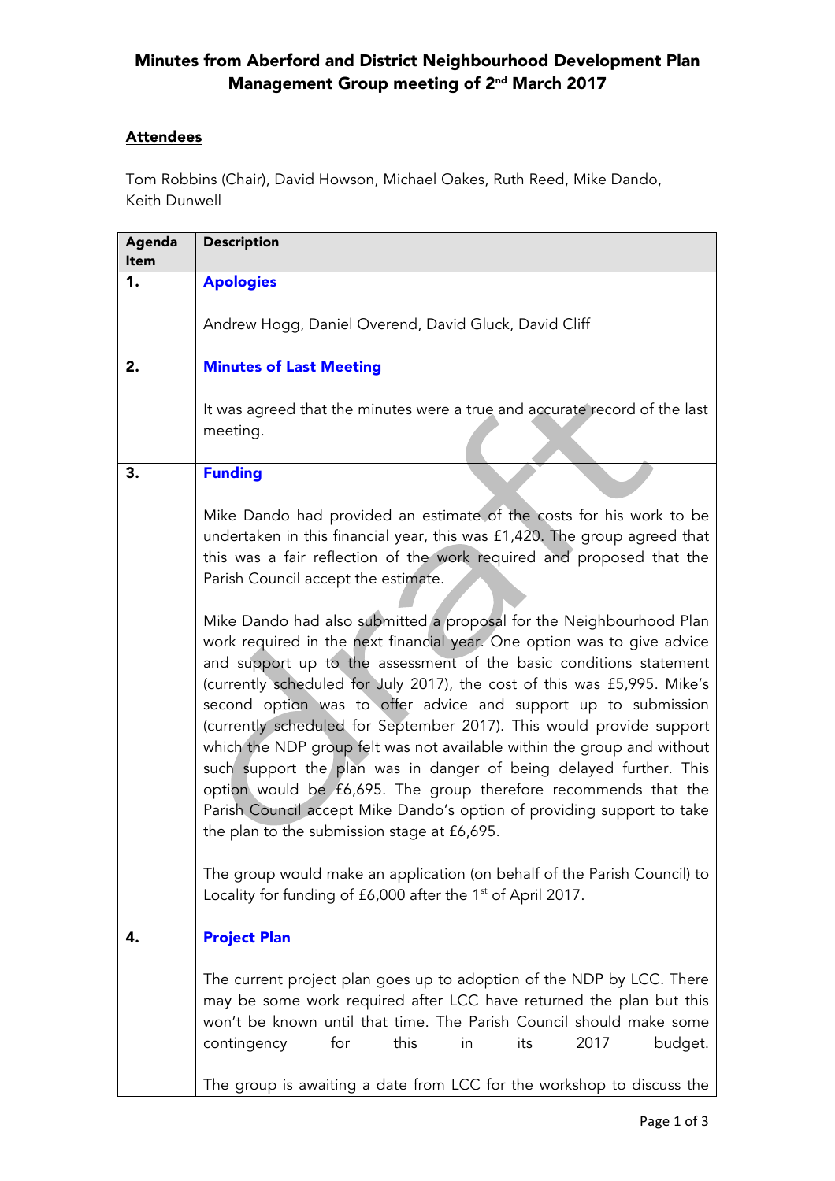# Minutes from Aberford and District Neighbourhood Development Plan Management Group meeting of 2nd March 2017

## Attendees

Tom Robbins (Chair), David Howson, Michael Oakes, Ruth Reed, Mike Dando, Keith Dunwell

| Agenda Item | Description |
|---|---|
| 1. | **Apologies**<br><br>Andrew Hogg, Daniel Overend, David Gluck, David Cliff |
| 2. | **Minutes of Last Meeting**<br><br>It was agreed that the minutes were a true and accurate record of the last meeting. |
| 3. | **Funding**<br><br>Mike Dando had provided an estimate of the costs for his work to be undertaken in this financial year, this was £1,420. The group agreed that this was a fair reflection of the work required and proposed that the Parish Council accept the estimate.<br><br>Mike Dando had also submitted a proposal for the Neighbourhood Plan work required in the next financial year. One option was to give advice and support up to the assessment of the basic conditions statement (currently scheduled for July 2017), the cost of this was £5,995. Mike's second option was to offer advice and support up to submission (currently scheduled for September 2017). This would provide support which the NDP group felt was not available within the group and without such support the plan was in danger of being delayed further. This option would be £6,695. The group therefore recommends that the Parish Council accept Mike Dando's option of providing support to take the plan to the submission stage at £6,695.<br><br>The group would make an application (on behalf of the Parish Council) to Locality for funding of £6,000 after the 1st of April 2017. |
| 4. | **Project Plan**<br><br>The current project plan goes up to adoption of the NDP by LCC. There may be some work required after LCC have returned the plan but this won't be known until that time. The Parish Council should make some contingency for this in its 2017 budget.<br><br>The group is awaiting a date from LCC for the workshop to discuss the |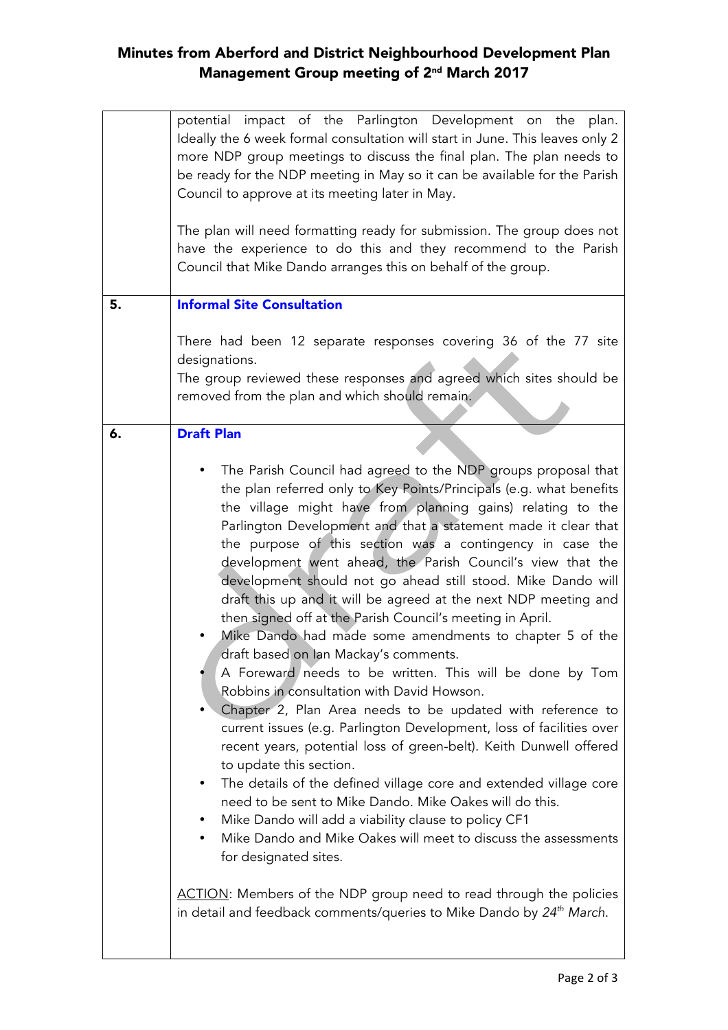| | |
|---|---|
| | potential impact of the Parlington Development on the plan. Ideally the 6 week formal consultation will start in June. This leaves only 2 more NDP group meetings to discuss the final plan. The plan needs to be ready for the NDP meeting in May so it can be available for the Parish Council to approve at its meeting later in May.<br><br>The plan will need formatting ready for submission. The group does not have the experience to do this and they recommend to the Parish Council that Mike Dando arranges this on behalf of the group. |
| **5.** | **Informal Site Consultation**<br><br>There had been 12 separate responses covering 36 of the 77 site designations.<br>The group reviewed these responses and agreed which sites should be removed from the plan and which should remain. |
| **6.** | **Draft Plan**<br><br>• The Parish Council had agreed to the NDP groups proposal that the plan referred only to Key Points/Principals (e.g. what benefits the village might have from planning gains) relating to the Parlington Development and that a statement made it clear that the purpose of this section was a contingency in case the development went ahead, the Parish Council's view that the development should not go ahead still stood. Mike Dando will draft this up and it will be agreed at the next NDP meeting and then signed off at the Parish Council's meeting in April.<br>• Mike Dando had made some amendments to chapter 5 of the draft based on Ian Mackay's comments.<br>• A Foreward needs to be written. This will be done by Tom Robbins in consultation with David Howson.<br>• Chapter 2, Plan Area needs to be updated with reference to current issues (e.g. Parlington Development, loss of facilities over recent years, potential loss of green-belt). Keith Dunwell offered to update this section.<br>• The details of the defined village core and extended village core need to be sent to Mike Dando. Mike Oakes will do this.<br>• Mike Dando will add a viability clause to policy CF1<br>• Mike Dando and Mike Oakes will meet to discuss the assessments for designated sites.<br><br><u>ACTION</u>: Members of the NDP group need to read through the policies in detail and feedback comments/queries to Mike Dando by *24th March.* |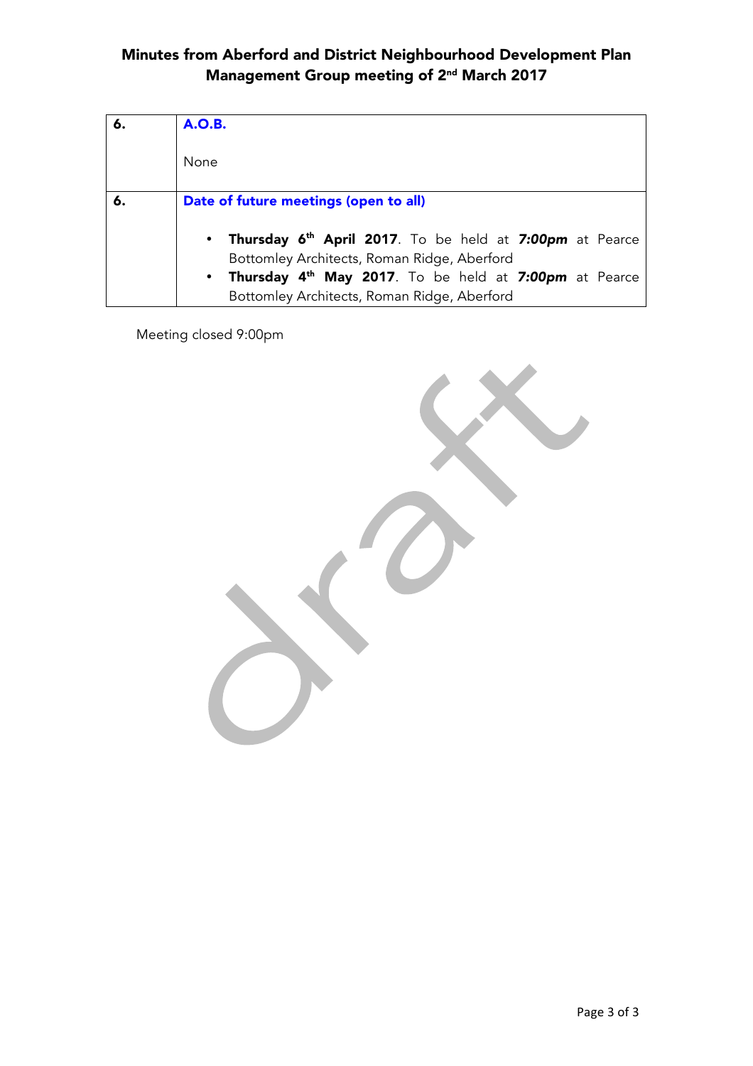## Minutes from Aberford and District Neighbourhood Development Plan Management Group meeting of 2nd March 2017

| | |
|---|---|
| **6.** | **A.O.B.**<br><br>None |
| **6.** | **Date of future meetings (open to all)**<br><br>• **Thursday 6th April 2017**. To be held at ***7:00pm*** at Pearce Bottomley Architects, Roman Ridge, Aberford<br>• **Thursday 4th May 2017**. To be held at ***7:00pm*** at Pearce Bottomley Architects, Roman Ridge, Aberford |

Meeting closed 9:00pm

draft